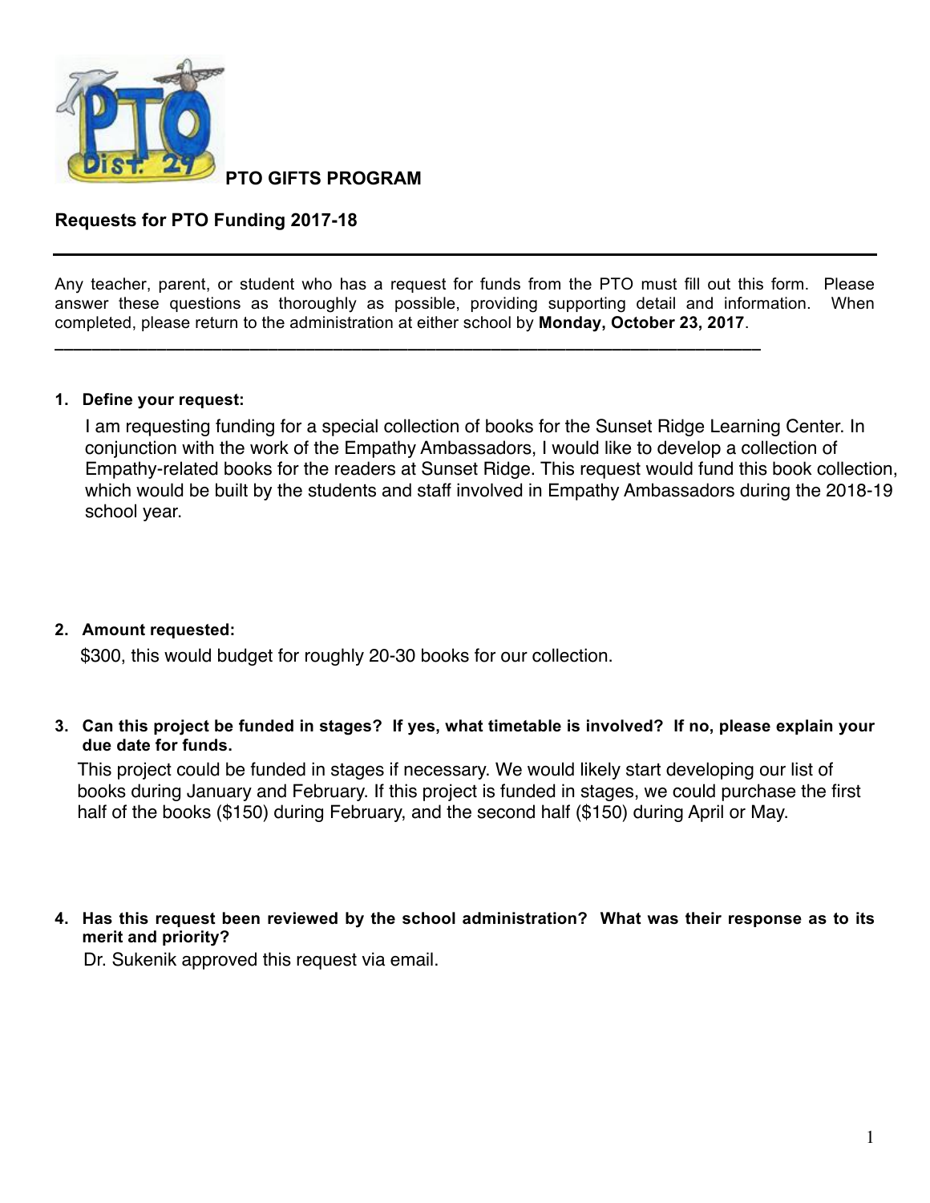**PTO GIFTS PROGRAM**

## Requests for PTO Funding 2017-18

---

Any teacher, parent, or student who has a request for funds from the PTO must fill out this form. Please answer these questions as thoroughly as possible, providing supporting detail and information. When completed, please return to the administration at either school by **Monday, October 23, 2017**.

---

1. **Define your request:**

   I am requesting funding for a special collection of books for the Sunset Ridge Learning Center. In conjunction with the work of the Empathy Ambassadors, I would like to develop a collection of Empathy-related books for the readers at Sunset Ridge. This request would fund this book collection, which would be built by the students and staff involved in Empathy Ambassadors during the 2018-19 school year.

2. **Amount requested:**

   $300, this would budget for roughly 20-30 books for our collection.

3. **Can this project be funded in stages? If yes, what timetable is involved? If no, please explain your due date for funds.**

   This project could be funded in stages if necessary. We would likely start developing our list of books during January and February. If this project is funded in stages, we could purchase the first half of the books ($150) during February, and the second half ($150) during April or May.

4. **Has this request been reviewed by the school administration? What was their response as to its merit and priority?**

   Dr. Sukenik approved this request via email.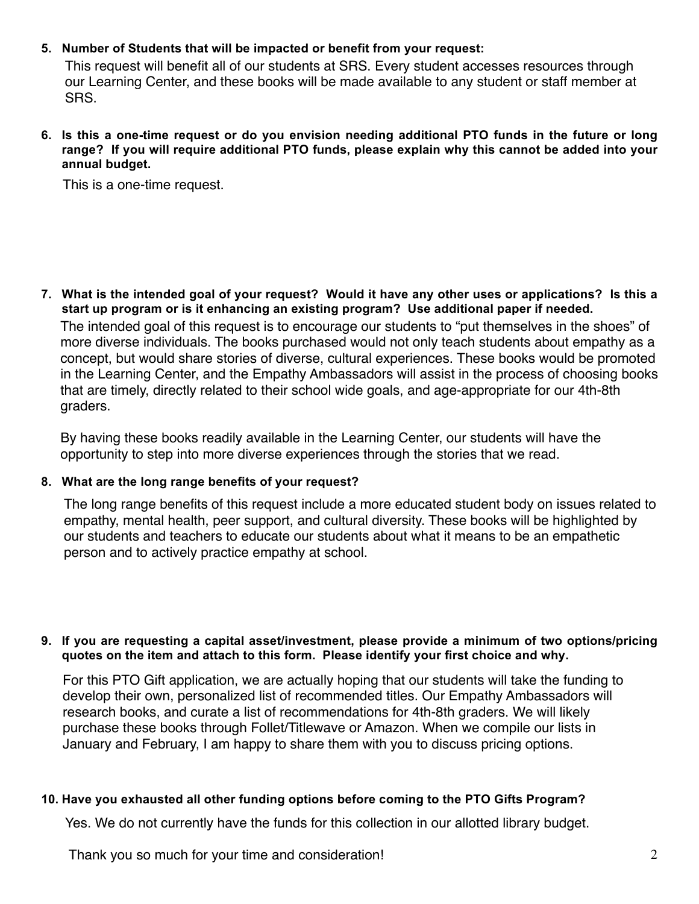5. **Number of Students that will be impacted or benefit from your request:**

   This request will benefit all of our students at SRS. Every student accesses resources through our Learning Center, and these books will be made available to any student or staff member at SRS.

6. **Is this a one-time request or do you envision needing additional PTO funds in the future or long range? If you will require additional PTO funds, please explain why this cannot be added into your annual budget.**

   This is a one-time request.

7. **What is the intended goal of your request? Would it have any other uses or applications? Is this a start up program or is it enhancing an existing program? Use additional paper if needed.**

   The intended goal of this request is to encourage our students to "put themselves in the shoes" of more diverse individuals. The books purchased would not only teach students about empathy as a concept, but would share stories of diverse, cultural experiences. These books would be promoted in the Learning Center, and the Empathy Ambassadors will assist in the process of choosing books that are timely, directly related to their school wide goals, and age-appropriate for our 4th-8th graders.

   By having these books readily available in the Learning Center, our students will have the opportunity to step into more diverse experiences through the stories that we read.

8. **What are the long range benefits of your request?**

   The long range benefits of this request include a more educated student body on issues related to empathy, mental health, peer support, and cultural diversity. These books will be highlighted by our students and teachers to educate our students about what it means to be an empathetic person and to actively practice empathy at school.

9. **If you are requesting a capital asset/investment, please provide a minimum of two options/pricing quotes on the item and attach to this form. Please identify your first choice and why.**

   For this PTO Gift application, we are actually hoping that our students will take the funding to develop their own, personalized list of recommended titles. Our Empathy Ambassadors will research books, and curate a list of recommendations for 4th-8th graders. We will likely purchase these books through Follet/Titlewave or Amazon. When we compile our lists in January and February, I am happy to share them with you to discuss pricing options.

10. **Have you exhausted all other funding options before coming to the PTO Gifts Program?**

    Yes. We do not currently have the funds for this collection in our allotted library budget.

Thank you so much for your time and consideration!